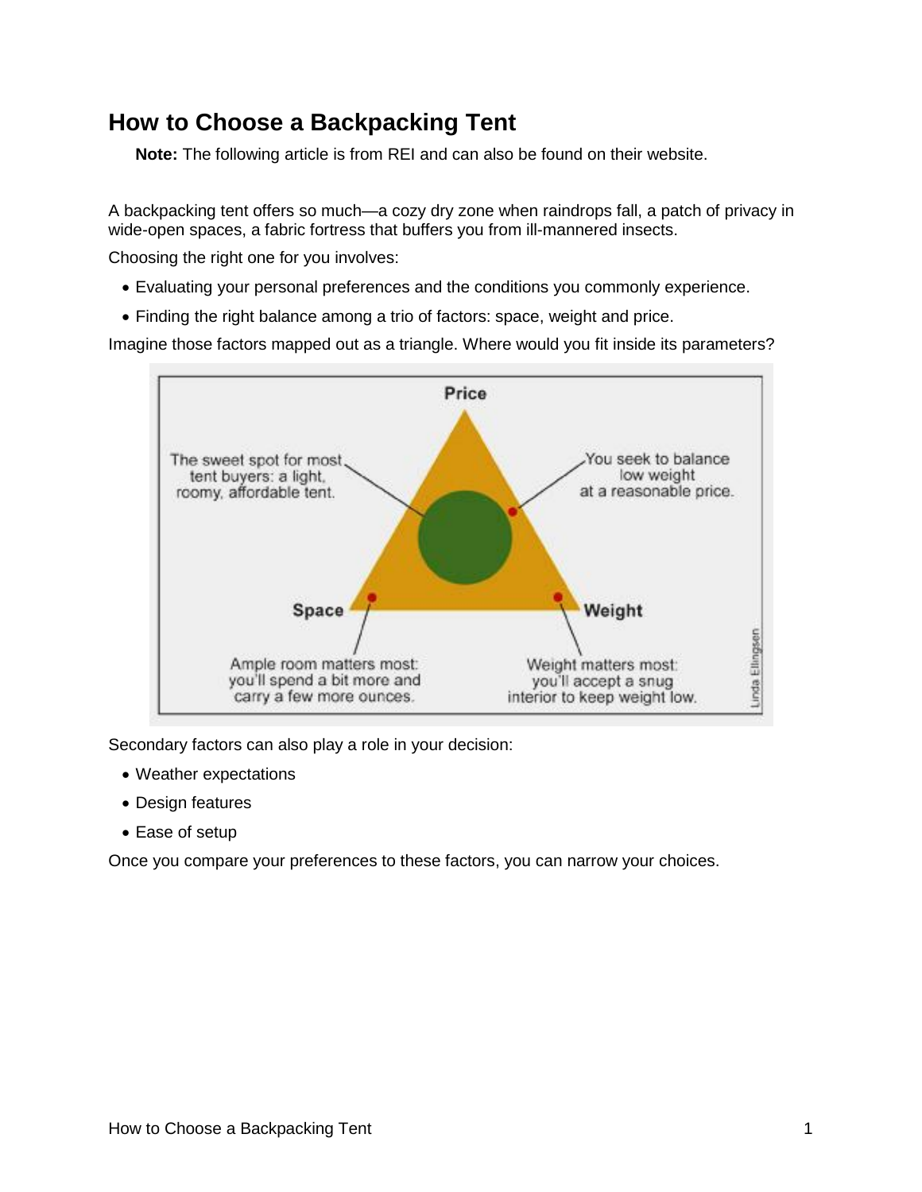# How to Choose a Backpacking Tent

**Note:** The following article is from REI and can also be found on their website.

A backpacking tent offers so much—a cozy dry zone when raindrops fall, a patch of privacy in wide-open spaces, a fabric fortress that buffers you from ill-mannered insects.

Choosing the right one for you involves:

- Evaluating your personal preferences and the conditions you commonly experience.
- Finding the right balance among a trio of factors: space, weight and price.

Imagine those factors mapped out as a triangle. Where would you fit inside its parameters?

Price

The sweet spot for most tent buyers: a light, roomy, affordable tent.

You seek to balance low weight at a reasonable price.

Space

Weight

Ample room matters most: you'll spend a bit more and carry a few more ounces.

Weight matters most: you'll accept a snug interior to keep weight low.

Linda Ellingsen

Secondary factors can also play a role in your decision:

- Weather expectations
- Design features
- Ease of setup

Once you compare your preferences to these factors, you can narrow your choices.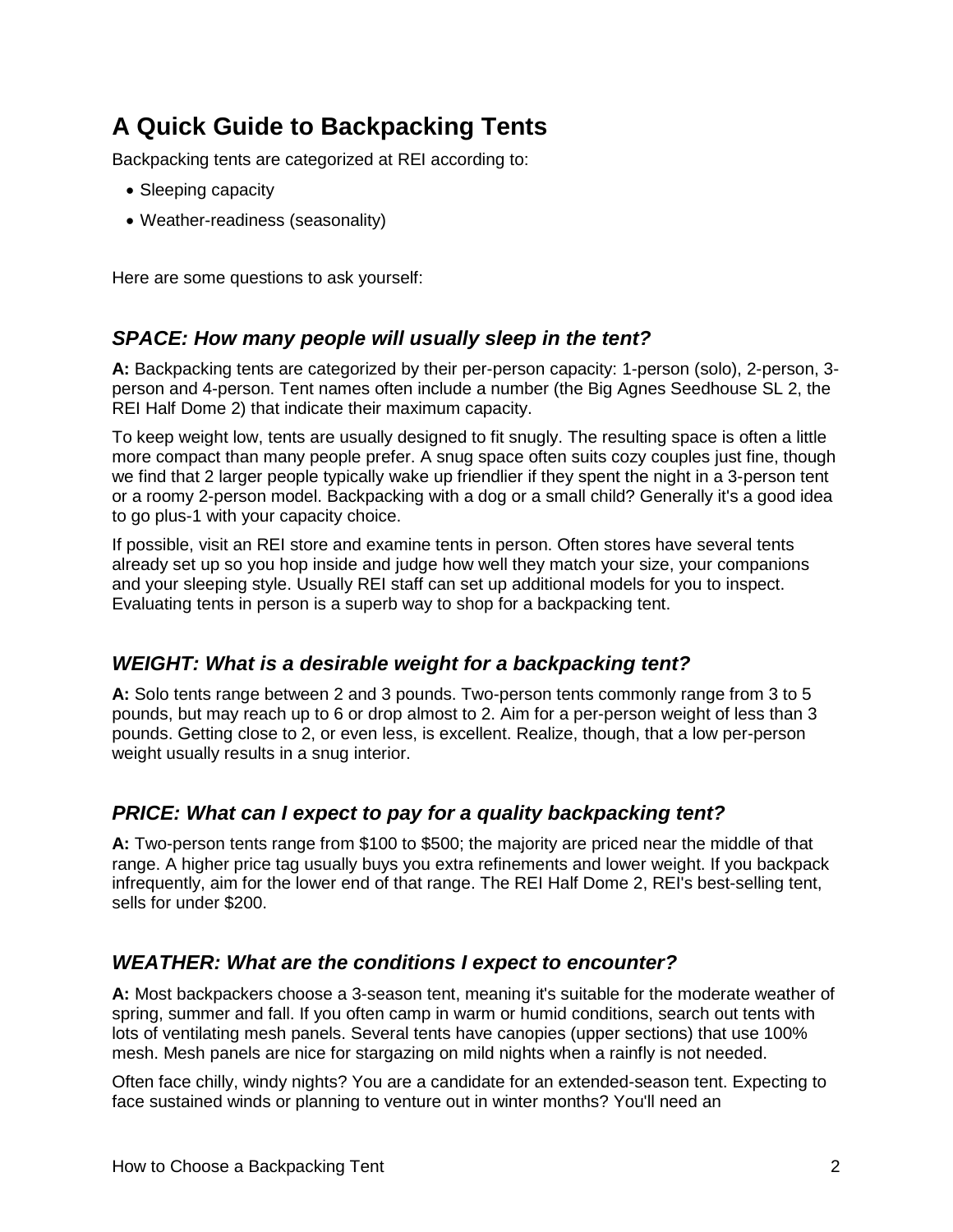# A Quick Guide to Backpacking Tents

Backpacking tents are categorized at REI according to:

- Sleeping capacity
- Weather-readiness (seasonality)

Here are some questions to ask yourself:

### *SPACE: How many people will usually sleep in the tent?*

**A:** Backpacking tents are categorized by their per-person capacity: 1-person (solo), 2-person, 3-person and 4-person. Tent names often include a number (the Big Agnes Seedhouse SL 2, the REI Half Dome 2) that indicate their maximum capacity.

To keep weight low, tents are usually designed to fit snugly. The resulting space is often a little more compact than many people prefer. A snug space often suits cozy couples just fine, though we find that 2 larger people typically wake up friendlier if they spent the night in a 3-person tent or a roomy 2-person model. Backpacking with a dog or a small child? Generally it's a good idea to go plus-1 with your capacity choice.

If possible, visit an REI store and examine tents in person. Often stores have several tents already set up so you hop inside and judge how well they match your size, your companions and your sleeping style. Usually REI staff can set up additional models for you to inspect. Evaluating tents in person is a superb way to shop for a backpacking tent.

### *WEIGHT: What is a desirable weight for a backpacking tent?*

**A:** Solo tents range between 2 and 3 pounds. Two-person tents commonly range from 3 to 5 pounds, but may reach up to 6 or drop almost to 2. Aim for a per-person weight of less than 3 pounds. Getting close to 2, or even less, is excellent. Realize, though, that a low per-person weight usually results in a snug interior.

### *PRICE: What can I expect to pay for a quality backpacking tent?*

**A:** Two-person tents range from $100 to $500; the majority are priced near the middle of that range. A higher price tag usually buys you extra refinements and lower weight. If you backpack infrequently, aim for the lower end of that range. The REI Half Dome 2, REI's best-selling tent, sells for under $200.

### *WEATHER: What are the conditions I expect to encounter?*

**A:** Most backpackers choose a 3-season tent, meaning it's suitable for the moderate weather of spring, summer and fall. If you often camp in warm or humid conditions, search out tents with lots of ventilating mesh panels. Several tents have canopies (upper sections) that use 100% mesh. Mesh panels are nice for stargazing on mild nights when a rainfly is not needed.

Often face chilly, windy nights? You are a candidate for an extended-season tent. Expecting to face sustained winds or planning to venture out in winter months? You'll need an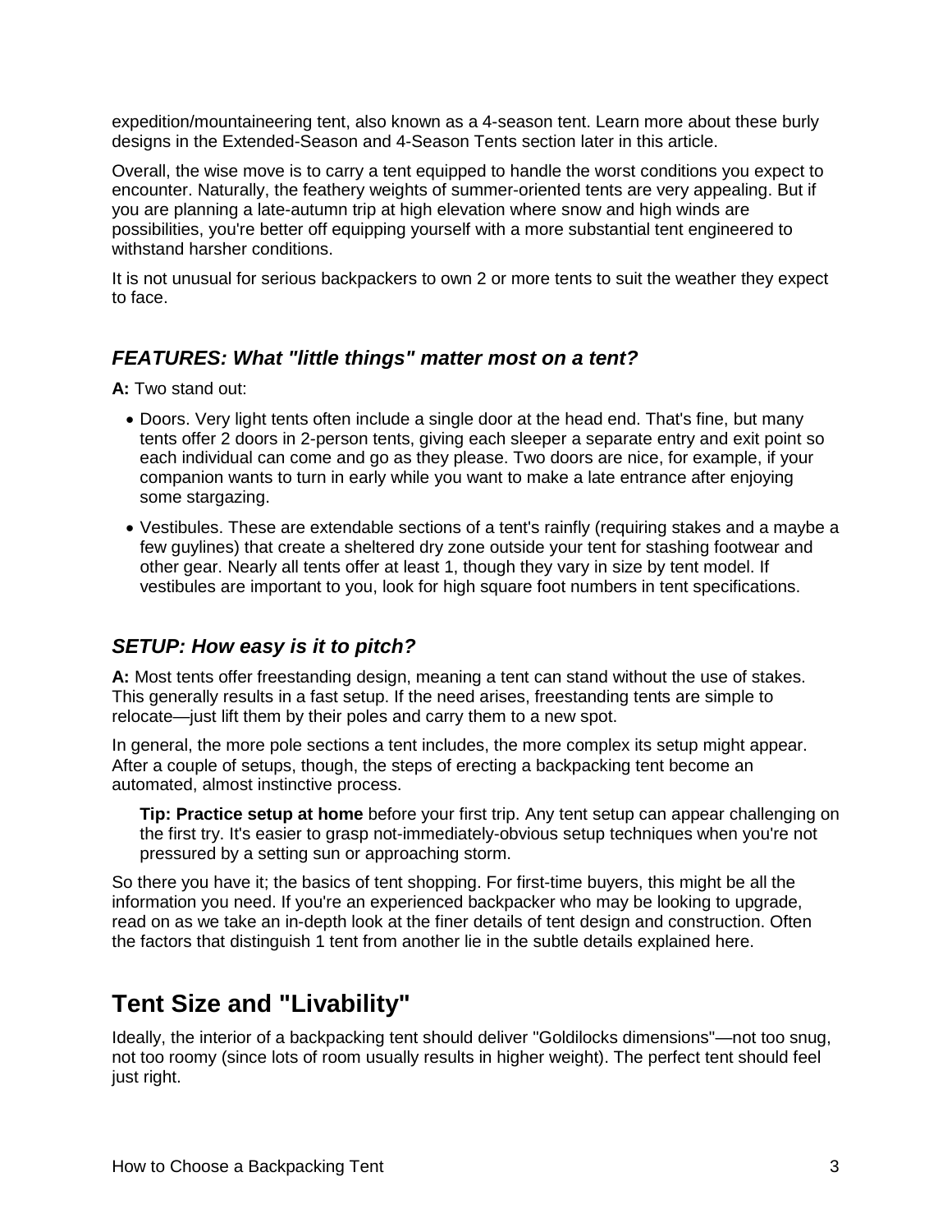expedition/mountaineering tent, also known as a 4-season tent. Learn more about these burly designs in the Extended-Season and 4-Season Tents section later in this article.

Overall, the wise move is to carry a tent equipped to handle the worst conditions you expect to encounter. Naturally, the feathery weights of summer-oriented tents are very appealing. But if you are planning a late-autumn trip at high elevation where snow and high winds are possibilities, you're better off equipping yourself with a more substantial tent engineered to withstand harsher conditions.

It is not unusual for serious backpackers to own 2 or more tents to suit the weather they expect to face.

### *FEATURES: What "little things" matter most on a tent?*

**A:** Two stand out:

- Doors. Very light tents often include a single door at the head end. That's fine, but many tents offer 2 doors in 2-person tents, giving each sleeper a separate entry and exit point so each individual can come and go as they please. Two doors are nice, for example, if your companion wants to turn in early while you want to make a late entrance after enjoying some stargazing.
- Vestibules. These are extendable sections of a tent's rainfly (requiring stakes and a maybe a few guylines) that create a sheltered dry zone outside your tent for stashing footwear and other gear. Nearly all tents offer at least 1, though they vary in size by tent model. If vestibules are important to you, look for high square foot numbers in tent specifications.

### *SETUP: How easy is it to pitch?*

**A:** Most tents offer freestanding design, meaning a tent can stand without the use of stakes. This generally results in a fast setup. If the need arises, freestanding tents are simple to relocate—just lift them by their poles and carry them to a new spot.

In general, the more pole sections a tent includes, the more complex its setup might appear. After a couple of setups, though, the steps of erecting a backpacking tent become an automated, almost instinctive process.

> **Tip: Practice setup at home** before your first trip. Any tent setup can appear challenging on the first try. It's easier to grasp not-immediately-obvious setup techniques when you're not pressured by a setting sun or approaching storm.

So there you have it; the basics of tent shopping. For first-time buyers, this might be all the information you need. If you're an experienced backpacker who may be looking to upgrade, read on as we take an in-depth look at the finer details of tent design and construction. Often the factors that distinguish 1 tent from another lie in the subtle details explained here.

## Tent Size and "Livability"

Ideally, the interior of a backpacking tent should deliver "Goldilocks dimensions"—not too snug, not too roomy (since lots of room usually results in higher weight). The perfect tent should feel just right.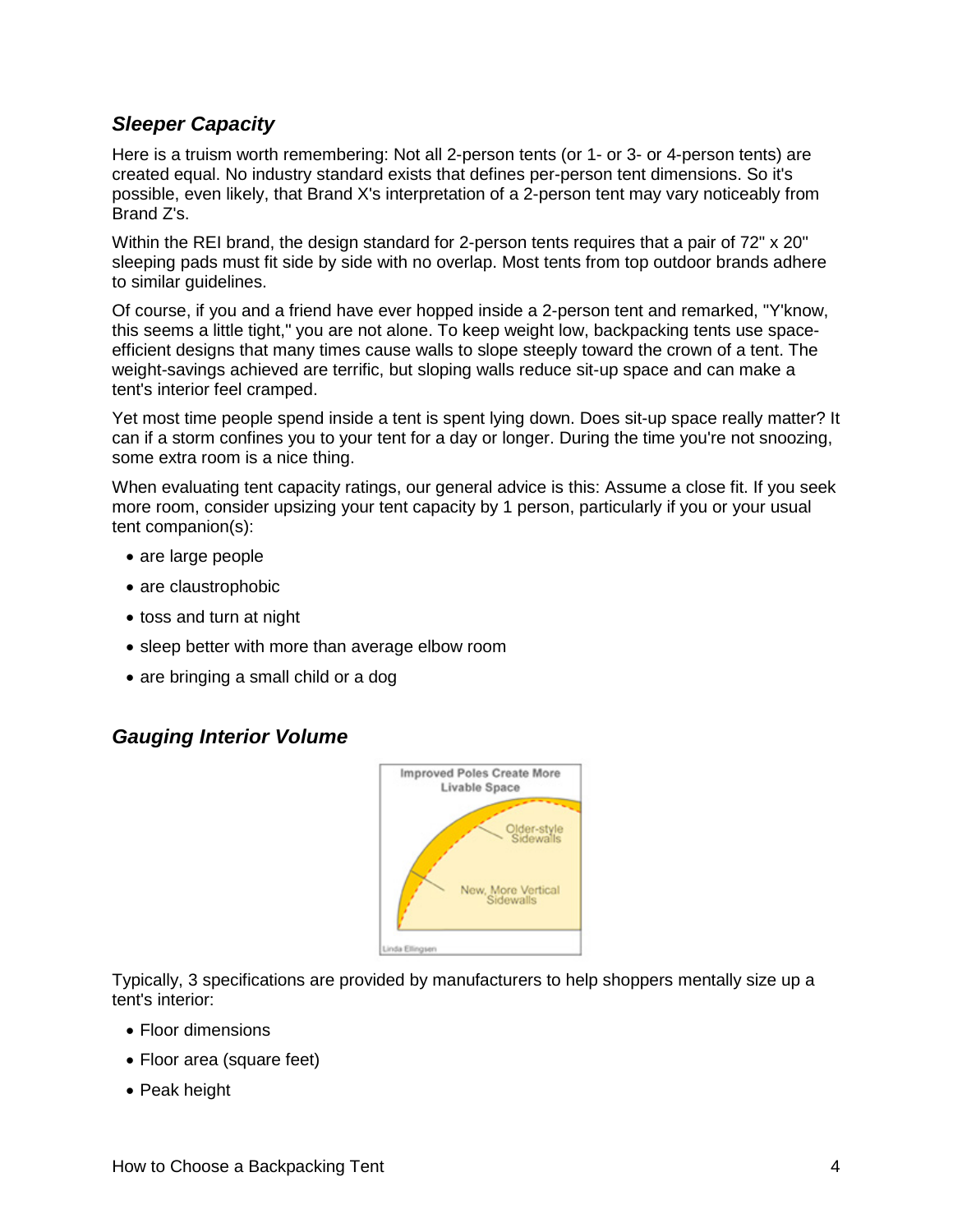### *Sleeper Capacity*

Here is a truism worth remembering: Not all 2-person tents (or 1- or 3- or 4-person tents) are created equal. No industry standard exists that defines per-person tent dimensions. So it's possible, even likely, that Brand X's interpretation of a 2-person tent may vary noticeably from Brand Z's.

Within the REI brand, the design standard for 2-person tents requires that a pair of 72" x 20" sleeping pads must fit side by side with no overlap. Most tents from top outdoor brands adhere to similar guidelines.

Of course, if you and a friend have ever hopped inside a 2-person tent and remarked, "Y'know, this seems a little tight," you are not alone. To keep weight low, backpacking tents use space-efficient designs that many times cause walls to slope steeply toward the crown of a tent. The weight-savings achieved are terrific, but sloping walls reduce sit-up space and can make a tent's interior feel cramped.

Yet most time people spend inside a tent is spent lying down. Does sit-up space really matter? It can if a storm confines you to your tent for a day or longer. During the time you're not snoozing, some extra room is a nice thing.

When evaluating tent capacity ratings, our general advice is this: Assume a close fit. If you seek more room, consider upsizing your tent capacity by 1 person, particularly if you or your usual tent companion(s):

- are large people
- are claustrophobic
- toss and turn at night
- sleep better with more than average elbow room
- are bringing a small child or a dog

### *Gauging Interior Volume*

Typically, 3 specifications are provided by manufacturers to help shoppers mentally size up a tent's interior:

- Floor dimensions
- Floor area (square feet)
- Peak height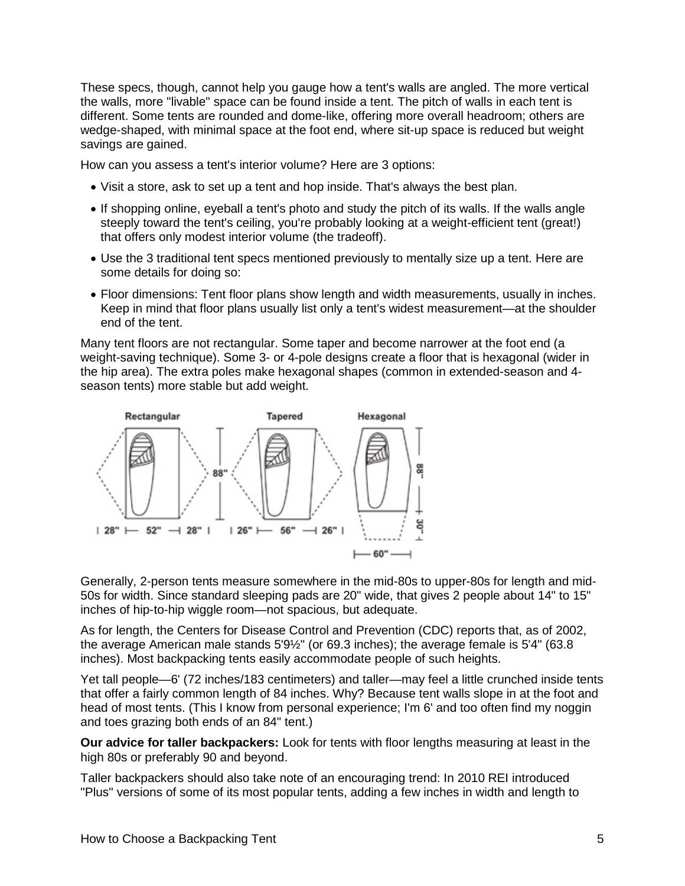These specs, though, cannot help you gauge how a tent's walls are angled. The more vertical the walls, more "livable" space can be found inside a tent. The pitch of walls in each tent is different. Some tents are rounded and dome-like, offering more overall headroom; others are wedge-shaped, with minimal space at the foot end, where sit-up space is reduced but weight savings are gained.

How can you assess a tent's interior volume? Here are 3 options:

- Visit a store, ask to set up a tent and hop inside. That's always the best plan.
- If shopping online, eyeball a tent's photo and study the pitch of its walls. If the walls angle steeply toward the tent's ceiling, you're probably looking at a weight-efficient tent (great!) that offers only modest interior volume (the tradeoff).
- Use the 3 traditional tent specs mentioned previously to mentally size up a tent. Here are some details for doing so:
- Floor dimensions: Tent floor plans show length and width measurements, usually in inches. Keep in mind that floor plans usually list only a tent's widest measurement—at the shoulder end of the tent.

Many tent floors are not rectangular. Some taper and become narrower at the foot end (a weight-saving technique). Some 3- or 4-pole designs create a floor that is hexagonal (wider in the hip area). The extra poles make hexagonal shapes (common in extended-season and 4-season tents) more stable but add weight.

Rectangular | 28" | 52" | 28" | 88"

Tapered | 26" | 56" | 26"

Hexagonal | 88" | 30" | 60"

Generally, 2-person tents measure somewhere in the mid-80s to upper-80s for length and mid-50s for width. Since standard sleeping pads are 20" wide, that gives 2 people about 14" to 15" inches of hip-to-hip wiggle room—not spacious, but adequate.

As for length, the Centers for Disease Control and Prevention (CDC) reports that, as of 2002, the average American male stands 5'9½" (or 69.3 inches); the average female is 5'4" (63.8 inches). Most backpacking tents easily accommodate people of such heights.

Yet tall people—6' (72 inches/183 centimeters) and taller—may feel a little crunched inside tents that offer a fairly common length of 84 inches. Why? Because tent walls slope in at the foot and head of most tents. (This I know from personal experience; I'm 6' and too often find my noggin and toes grazing both ends of an 84" tent.)

**Our advice for taller backpackers:** Look for tents with floor lengths measuring at least in the high 80s or preferably 90 and beyond.

Taller backpackers should also take note of an encouraging trend: In 2010 REI introduced "Plus" versions of some of its most popular tents, adding a few inches in width and length to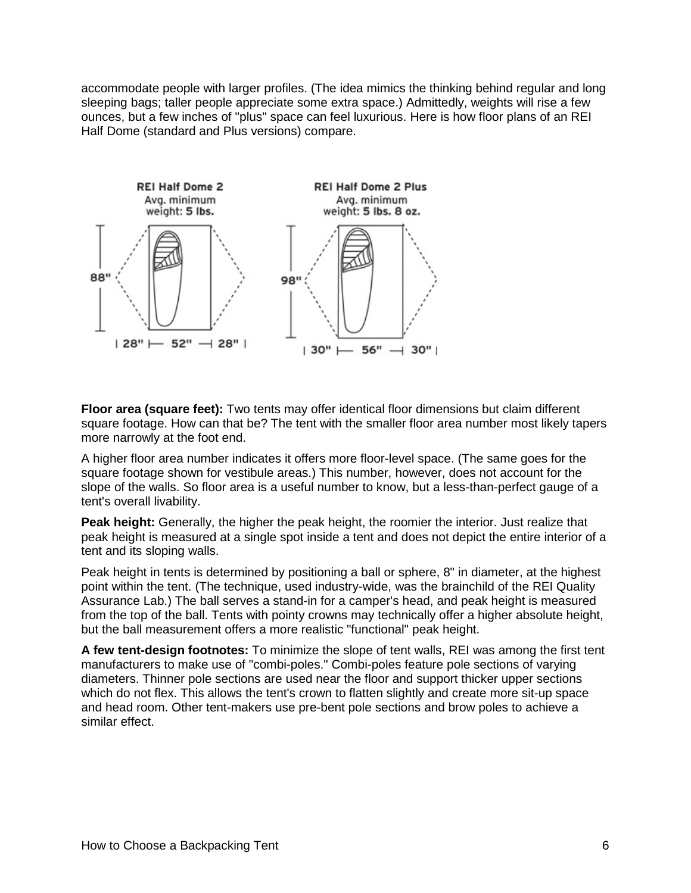accommodate people with larger profiles. (The idea mimics the thinking behind regular and long sleeping bags; taller people appreciate some extra space.) Admittedly, weights will rise a few ounces, but a few inches of "plus" space can feel luxurious. Here is how floor plans of an REI Half Dome (standard and Plus versions) compare.

**Floor area (square feet):** Two tents may offer identical floor dimensions but claim different square footage. How can that be? The tent with the smaller floor area number most likely tapers more narrowly at the foot end.

A higher floor area number indicates it offers more floor-level space. (The same goes for the square footage shown for vestibule areas.) This number, however, does not account for the slope of the walls. So floor area is a useful number to know, but a less-than-perfect gauge of a tent's overall livability.

**Peak height:** Generally, the higher the peak height, the roomier the interior. Just realize that peak height is measured at a single spot inside a tent and does not depict the entire interior of a tent and its sloping walls.

Peak height in tents is determined by positioning a ball or sphere, 8" in diameter, at the highest point within the tent. (The technique, used industry-wide, was the brainchild of the REI Quality Assurance Lab.) The ball serves a stand-in for a camper's head, and peak height is measured from the top of the ball. Tents with pointy crowns may technically offer a higher absolute height, but the ball measurement offers a more realistic "functional" peak height.

**A few tent-design footnotes:** To minimize the slope of tent walls, REI was among the first tent manufacturers to make use of "combi-poles." Combi-poles feature pole sections of varying diameters. Thinner pole sections are used near the floor and support thicker upper sections which do not flex. This allows the tent's crown to flatten slightly and create more sit-up space and head room. Other tent-makers use pre-bent pole sections and brow poles to achieve a similar effect.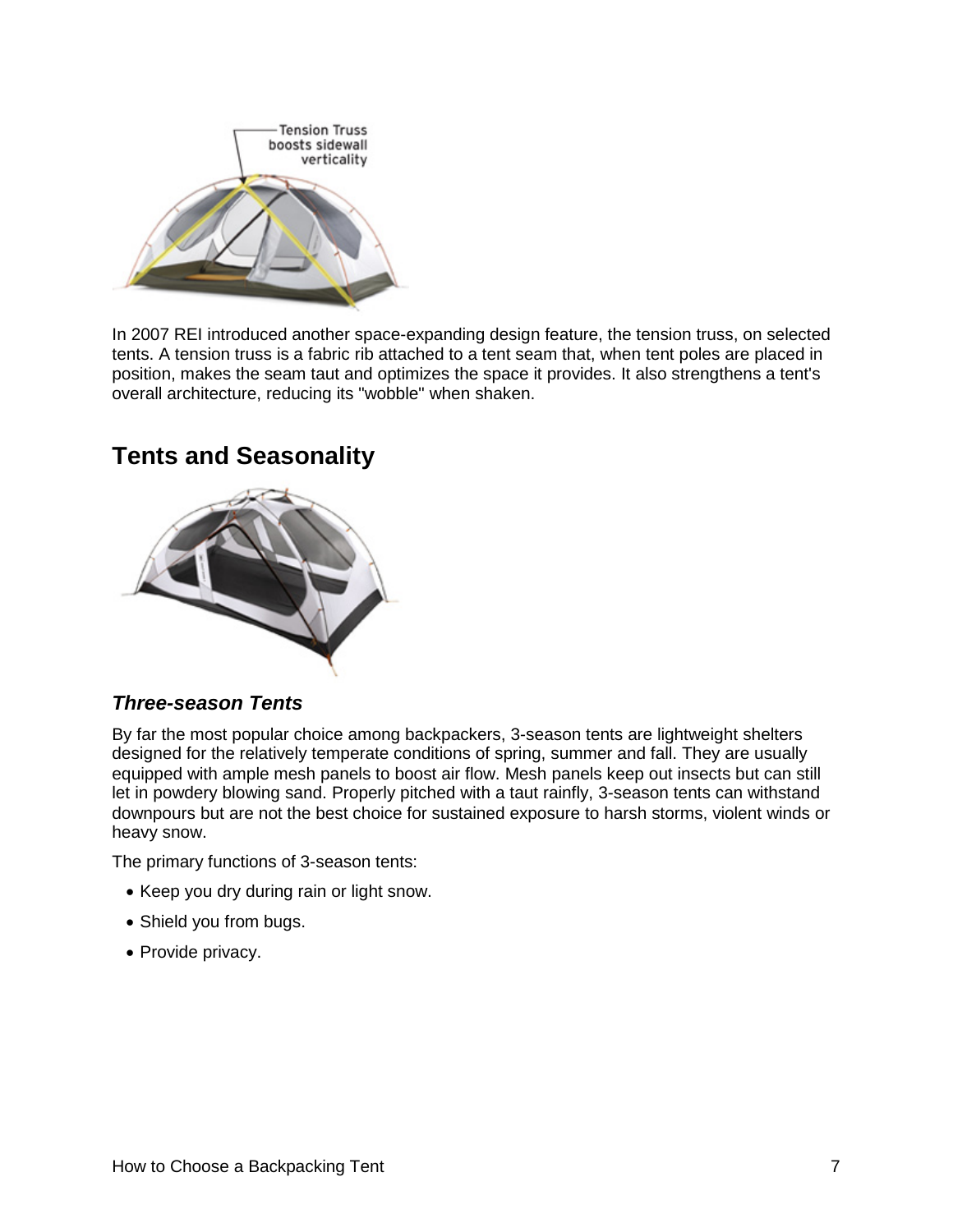In 2007 REI introduced another space-expanding design feature, the tension truss, on selected tents. A tension truss is a fabric rib attached to a tent seam that, when tent poles are placed in position, makes the seam taut and optimizes the space it provides. It also strengthens a tent's overall architecture, reducing its "wobble" when shaken.

## Tents and Seasonality

### *Three-season Tents*

By far the most popular choice among backpackers, 3-season tents are lightweight shelters designed for the relatively temperate conditions of spring, summer and fall. They are usually equipped with ample mesh panels to boost air flow. Mesh panels keep out insects but can still let in powdery blowing sand. Properly pitched with a taut rainfly, 3-season tents can withstand downpours but are not the best choice for sustained exposure to harsh storms, violent winds or heavy snow.

The primary functions of 3-season tents:

- Keep you dry during rain or light snow.
- Shield you from bugs.
- Provide privacy.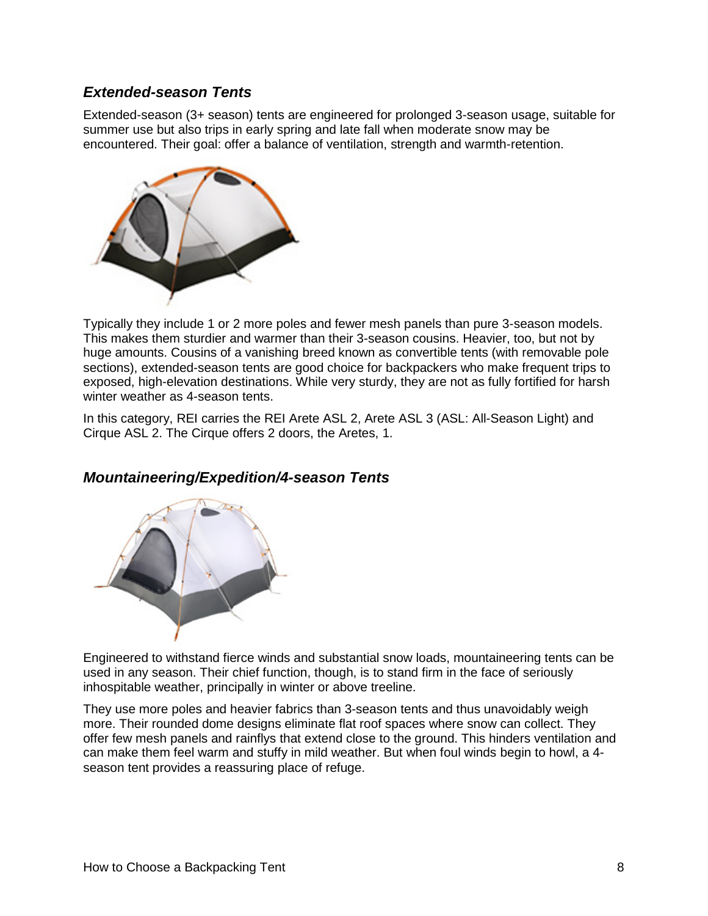### *Extended-season Tents*

Extended-season (3+ season) tents are engineered for prolonged 3-season usage, suitable for summer use but also trips in early spring and late fall when moderate snow may be encountered. Their goal: offer a balance of ventilation, strength and warmth-retention.

Typically they include 1 or 2 more poles and fewer mesh panels than pure 3-season models. This makes them sturdier and warmer than their 3-season cousins. Heavier, too, but not by huge amounts. Cousins of a vanishing breed known as convertible tents (with removable pole sections), extended-season tents are good choice for backpackers who make frequent trips to exposed, high-elevation destinations. While very sturdy, they are not as fully fortified for harsh winter weather as 4-season tents.

In this category, REI carries the REI Arete ASL 2, Arete ASL 3 (ASL: All-Season Light) and Cirque ASL 2. The Cirque offers 2 doors, the Aretes, 1.

### *Mountaineering/Expedition/4-season Tents*

Engineered to withstand fierce winds and substantial snow loads, mountaineering tents can be used in any season. Their chief function, though, is to stand firm in the face of seriously inhospitable weather, principally in winter or above treeline.

They use more poles and heavier fabrics than 3-season tents and thus unavoidably weigh more. Their rounded dome designs eliminate flat roof spaces where snow can collect. They offer few mesh panels and rainflys that extend close to the ground. This hinders ventilation and can make them feel warm and stuffy in mild weather. But when foul winds begin to howl, a 4-season tent provides a reassuring place of refuge.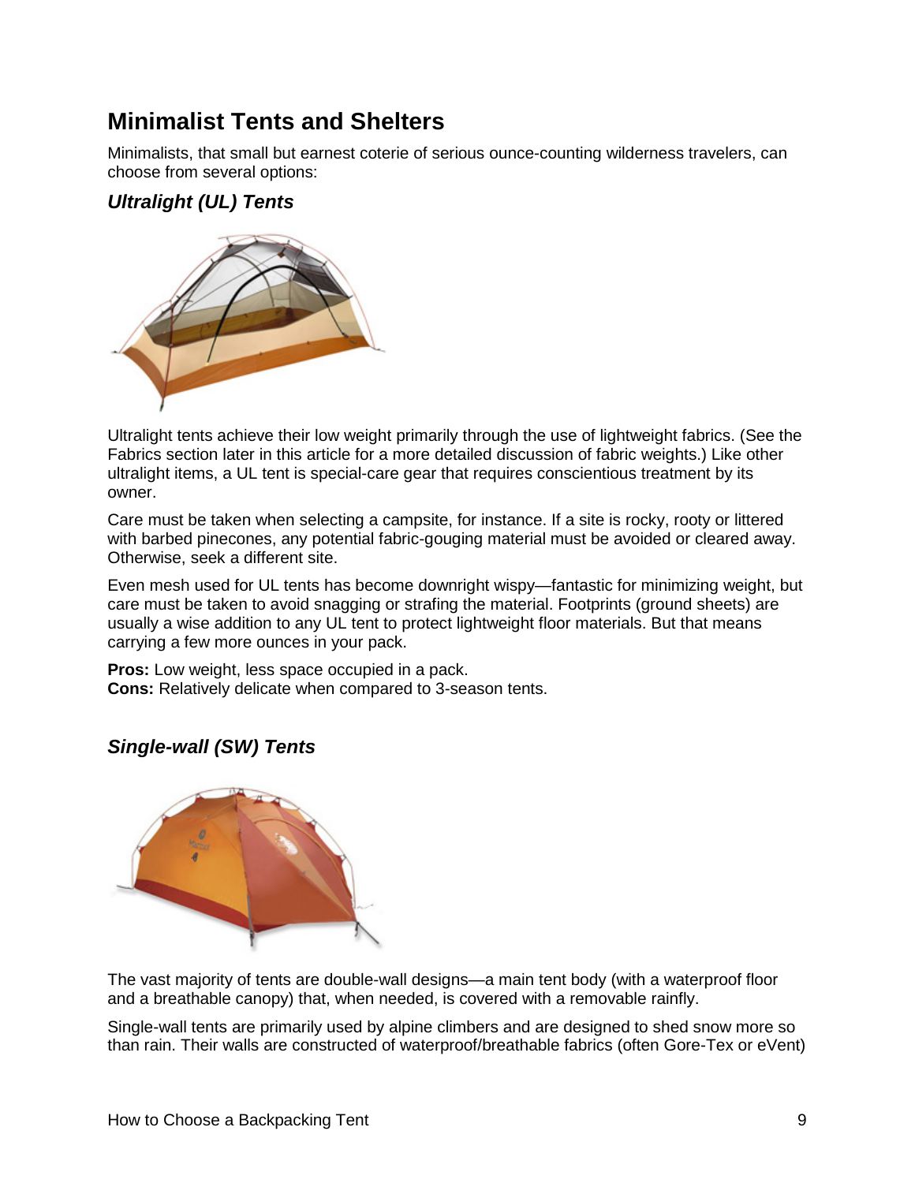## Minimalist Tents and Shelters

Minimalists, that small but earnest coterie of serious ounce-counting wilderness travelers, can choose from several options:

### *Ultralight (UL) Tents*

Ultralight tents achieve their low weight primarily through the use of lightweight fabrics. (See the Fabrics section later in this article for a more detailed discussion of fabric weights.) Like other ultralight items, a UL tent is special-care gear that requires conscientious treatment by its owner.

Care must be taken when selecting a campsite, for instance. If a site is rocky, rooty or littered with barbed pinecones, any potential fabric-gouging material must be avoided or cleared away. Otherwise, seek a different site.

Even mesh used for UL tents has become downright wispy—fantastic for minimizing weight, but care must be taken to avoid snagging or strafing the material. Footprints (ground sheets) are usually a wise addition to any UL tent to protect lightweight floor materials. But that means carrying a few more ounces in your pack.

**Pros:** Low weight, less space occupied in a pack.
**Cons:** Relatively delicate when compared to 3-season tents.

### *Single-wall (SW) Tents*

The vast majority of tents are double-wall designs—a main tent body (with a waterproof floor and a breathable canopy) that, when needed, is covered with a removable rainfly.

Single-wall tents are primarily used by alpine climbers and are designed to shed snow more so than rain. Their walls are constructed of waterproof/breathable fabrics (often Gore-Tex or eVent)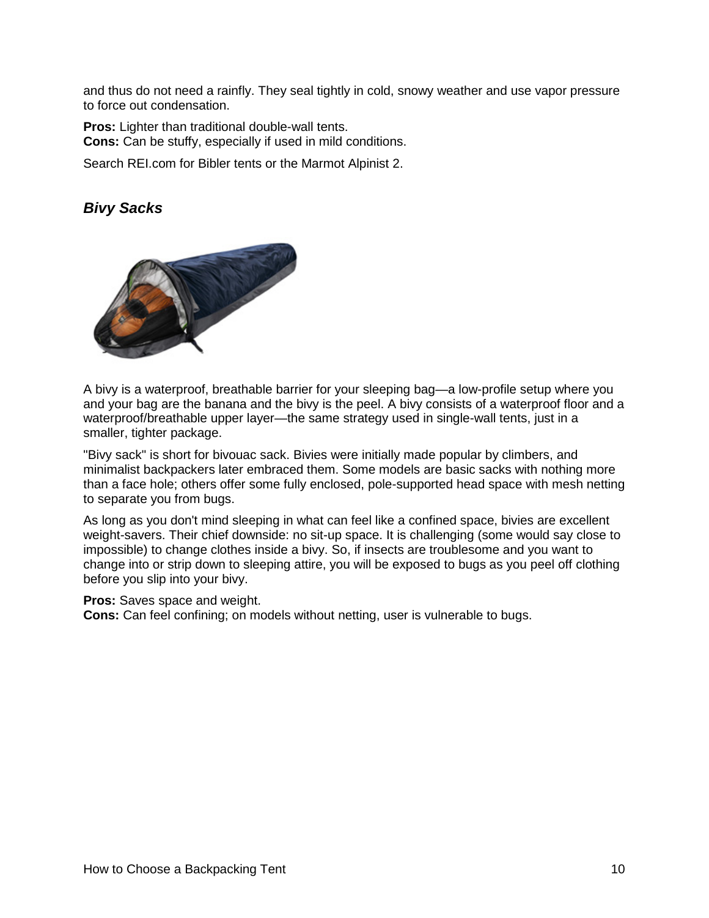and thus do not need a rainfly. They seal tightly in cold, snowy weather and use vapor pressure to force out condensation.

**Pros:** Lighter than traditional double-wall tents.
**Cons:** Can be stuffy, especially if used in mild conditions.

Search REI.com for Bibler tents or the Marmot Alpinist 2.

### *Bivy Sacks*

A bivy is a waterproof, breathable barrier for your sleeping bag—a low-profile setup where you and your bag are the banana and the bivy is the peel. A bivy consists of a waterproof floor and a waterproof/breathable upper layer—the same strategy used in single-wall tents, just in a smaller, tighter package.

"Bivy sack" is short for bivouac sack. Bivies were initially made popular by climbers, and minimalist backpackers later embraced them. Some models are basic sacks with nothing more than a face hole; others offer some fully enclosed, pole-supported head space with mesh netting to separate you from bugs.

As long as you don't mind sleeping in what can feel like a confined space, bivies are excellent weight-savers. Their chief downside: no sit-up space. It is challenging (some would say close to impossible) to change clothes inside a bivy. So, if insects are troublesome and you want to change into or strip down to sleeping attire, you will be exposed to bugs as you peel off clothing before you slip into your bivy.

**Pros:** Saves space and weight.
**Cons:** Can feel confining; on models without netting, user is vulnerable to bugs.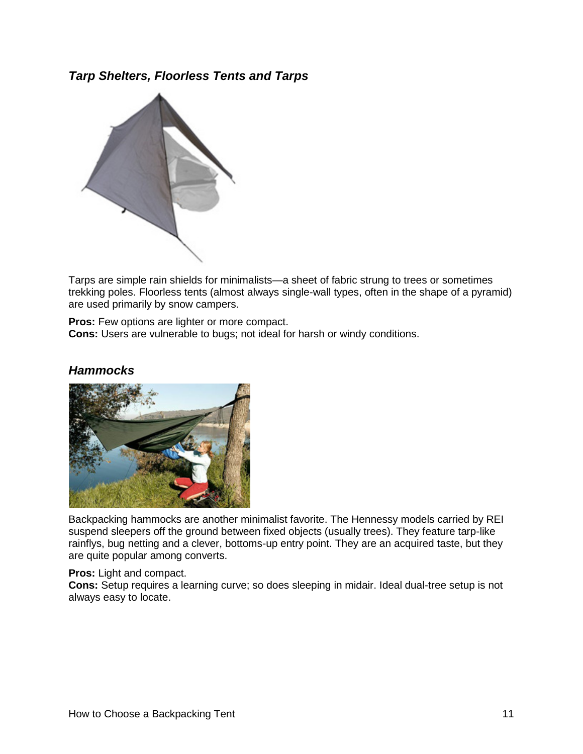### *Tarp Shelters, Floorless Tents and Tarps*

Tarps are simple rain shields for minimalists—a sheet of fabric strung to trees or sometimes trekking poles. Floorless tents (almost always single-wall types, often in the shape of a pyramid) are used primarily by snow campers.

**Pros:** Few options are lighter or more compact.
**Cons:** Users are vulnerable to bugs; not ideal for harsh or windy conditions.

### *Hammocks*

Backpacking hammocks are another minimalist favorite. The Hennessy models carried by REI suspend sleepers off the ground between fixed objects (usually trees). They feature tarp-like rainflys, bug netting and a clever, bottoms-up entry point. They are an acquired taste, but they are quite popular among converts.

**Pros:** Light and compact.
**Cons:** Setup requires a learning curve; so does sleeping in midair. Ideal dual-tree setup is not always easy to locate.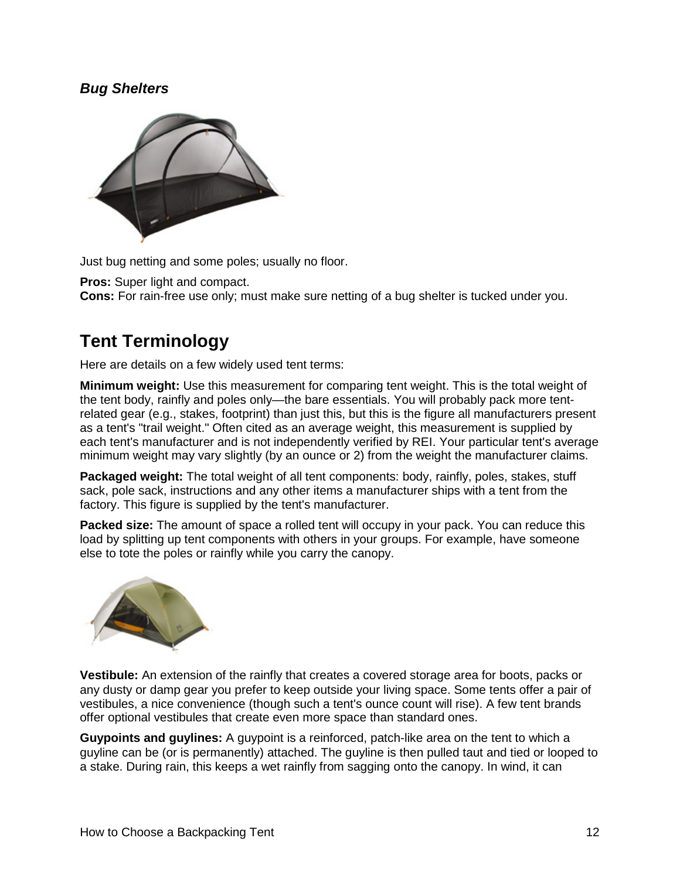### *Bug Shelters*

Just bug netting and some poles; usually no floor.

**Pros:** Super light and compact.
**Cons:** For rain-free use only; must make sure netting of a bug shelter is tucked under you.

## Tent Terminology

Here are details on a few widely used tent terms:

**Minimum weight:** Use this measurement for comparing tent weight. This is the total weight of the tent body, rainfly and poles only—the bare essentials. You will probably pack more tent-related gear (e.g., stakes, footprint) than just this, but this is the figure all manufacturers present as a tent's "trail weight." Often cited as an average weight, this measurement is supplied by each tent's manufacturer and is not independently verified by REI. Your particular tent's average minimum weight may vary slightly (by an ounce or 2) from the weight the manufacturer claims.

**Packaged weight:** The total weight of all tent components: body, rainfly, poles, stakes, stuff sack, pole sack, instructions and any other items a manufacturer ships with a tent from the factory. This figure is supplied by the tent's manufacturer.

**Packed size:** The amount of space a rolled tent will occupy in your pack. You can reduce this load by splitting up tent components with others in your groups. For example, have someone else to tote the poles or rainfly while you carry the canopy.

**Vestibule:** An extension of the rainfly that creates a covered storage area for boots, packs or any dusty or damp gear you prefer to keep outside your living space. Some tents offer a pair of vestibules, a nice convenience (though such a tent's ounce count will rise). A few tent brands offer optional vestibules that create even more space than standard ones.

**Guypoints and guylines:** A guypoint is a reinforced, patch-like area on the tent to which a guyline can be (or is permanently) attached. The guyline is then pulled taut and tied or looped to a stake. During rain, this keeps a wet rainfly from sagging onto the canopy. In wind, it can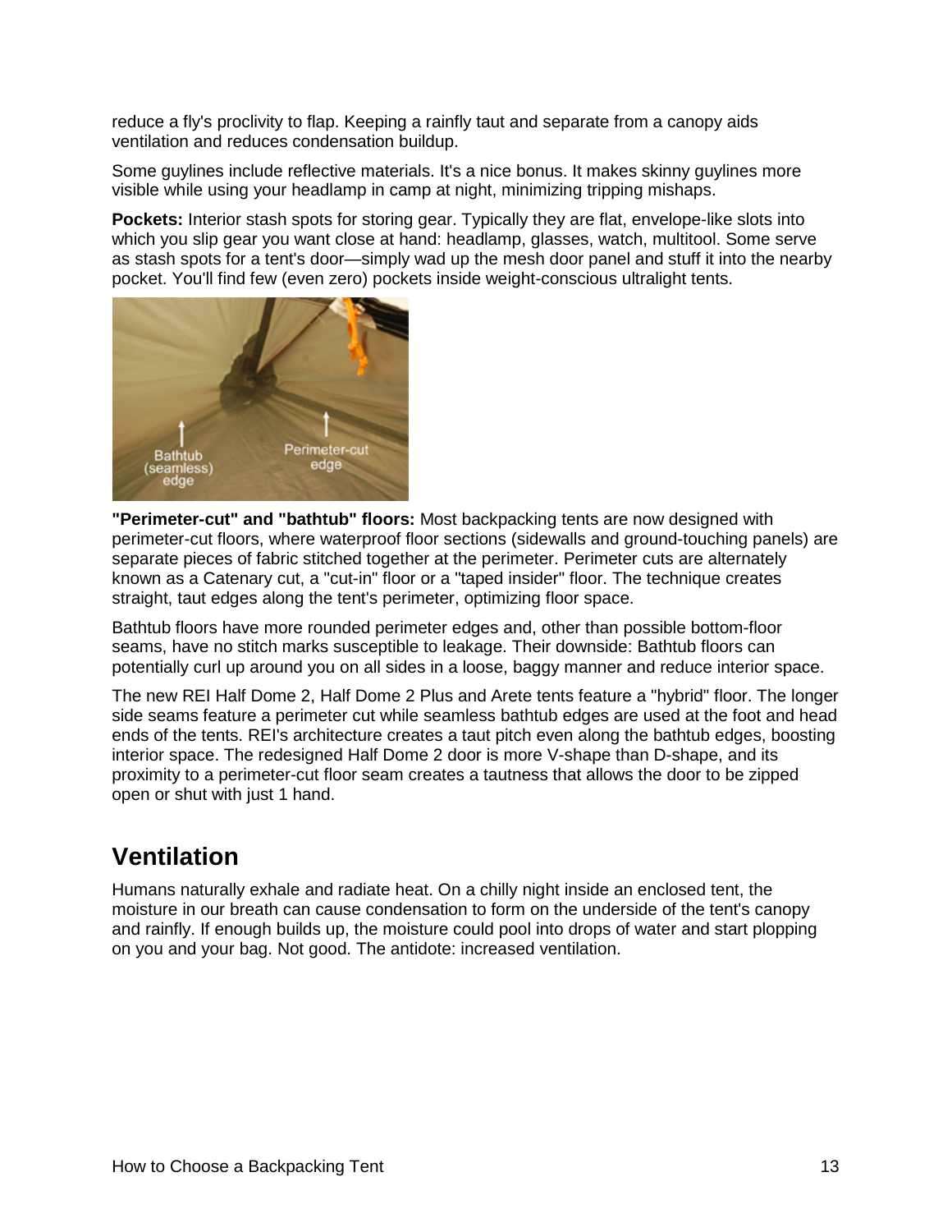reduce a fly's proclivity to flap. Keeping a rainfly taut and separate from a canopy aids ventilation and reduces condensation buildup.

Some guylines include reflective materials. It's a nice bonus. It makes skinny guylines more visible while using your headlamp in camp at night, minimizing tripping mishaps.

**Pockets:** Interior stash spots for storing gear. Typically they are flat, envelope-like slots into which you slip gear you want close at hand: headlamp, glasses, watch, multitool. Some serve as stash spots for a tent's door—simply wad up the mesh door panel and stuff it into the nearby pocket. You'll find few (even zero) pockets inside weight-conscious ultralight tents.

**"Perimeter-cut" and "bathtub" floors:** Most backpacking tents are now designed with perimeter-cut floors, where waterproof floor sections (sidewalls and ground-touching panels) are separate pieces of fabric stitched together at the perimeter. Perimeter cuts are alternately known as a Catenary cut, a "cut-in" floor or a "taped insider" floor. The technique creates straight, taut edges along the tent's perimeter, optimizing floor space.

Bathtub floors have more rounded perimeter edges and, other than possible bottom-floor seams, have no stitch marks susceptible to leakage. Their downside: Bathtub floors can potentially curl up around you on all sides in a loose, baggy manner and reduce interior space.

The new REI Half Dome 2, Half Dome 2 Plus and Arete tents feature a "hybrid" floor. The longer side seams feature a perimeter cut while seamless bathtub edges are used at the foot and head ends of the tents. REI's architecture creates a taut pitch even along the bathtub edges, boosting interior space. The redesigned Half Dome 2 door is more V-shape than D-shape, and its proximity to a perimeter-cut floor seam creates a tautness that allows the door to be zipped open or shut with just 1 hand.

## Ventilation

Humans naturally exhale and radiate heat. On a chilly night inside an enclosed tent, the moisture in our breath can cause condensation to form on the underside of the tent's canopy and rainfly. If enough builds up, the moisture could pool into drops of water and start plopping on you and your bag. Not good. The antidote: increased ventilation.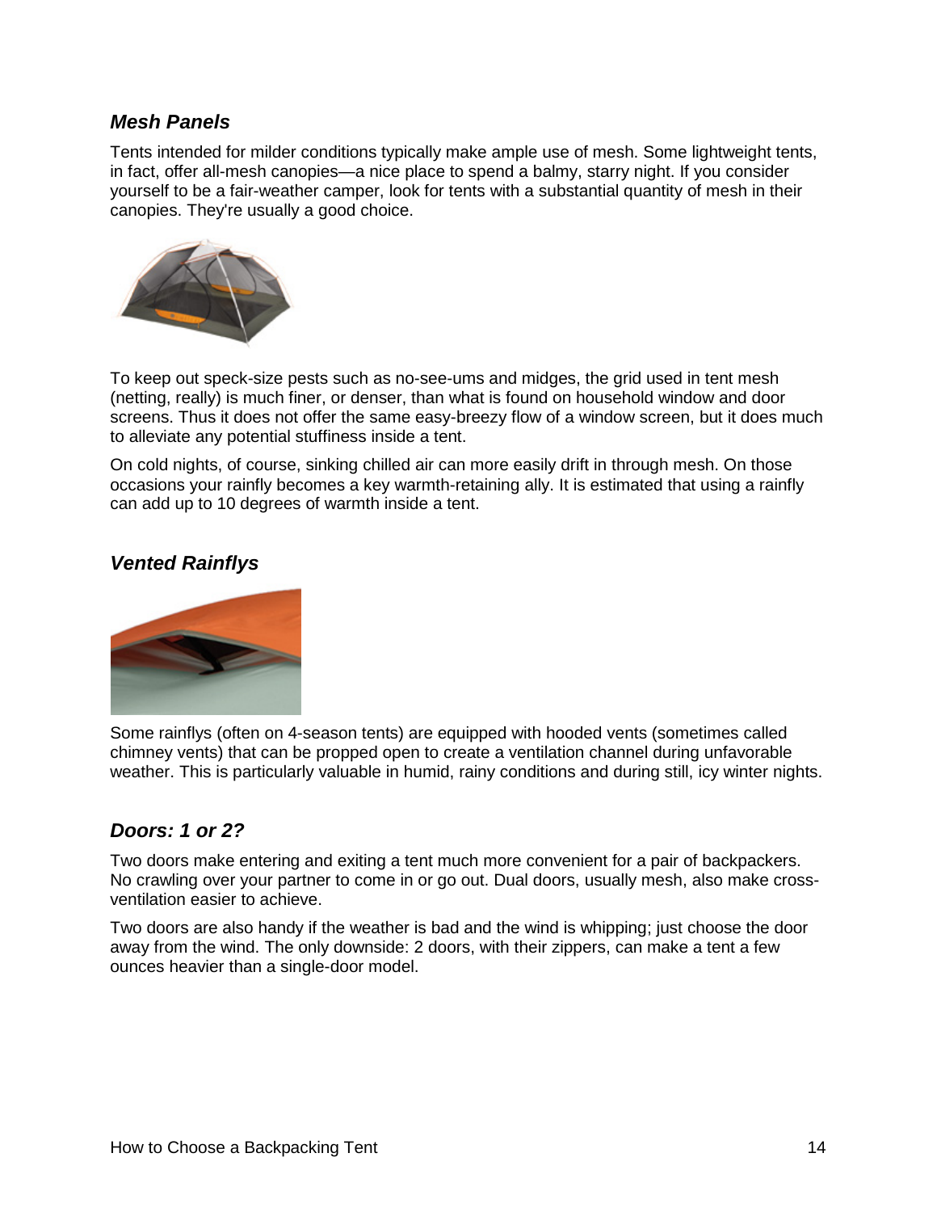### *Mesh Panels*

Tents intended for milder conditions typically make ample use of mesh. Some lightweight tents, in fact, offer all-mesh canopies—a nice place to spend a balmy, starry night. If you consider yourself to be a fair-weather camper, look for tents with a substantial quantity of mesh in their canopies. They're usually a good choice.

To keep out speck-size pests such as no-see-ums and midges, the grid used in tent mesh (netting, really) is much finer, or denser, than what is found on household window and door screens. Thus it does not offer the same easy-breezy flow of a window screen, but it does much to alleviate any potential stuffiness inside a tent.

On cold nights, of course, sinking chilled air can more easily drift in through mesh. On those occasions your rainfly becomes a key warmth-retaining ally. It is estimated that using a rainfly can add up to 10 degrees of warmth inside a tent.

### *Vented Rainflys*

Some rainflys (often on 4-season tents) are equipped with hooded vents (sometimes called chimney vents) that can be propped open to create a ventilation channel during unfavorable weather. This is particularly valuable in humid, rainy conditions and during still, icy winter nights.

### *Doors: 1 or 2?*

Two doors make entering and exiting a tent much more convenient for a pair of backpackers. No crawling over your partner to come in or go out. Dual doors, usually mesh, also make cross-ventilation easier to achieve.

Two doors are also handy if the weather is bad and the wind is whipping; just choose the door away from the wind. The only downside: 2 doors, with their zippers, can make a tent a few ounces heavier than a single-door model.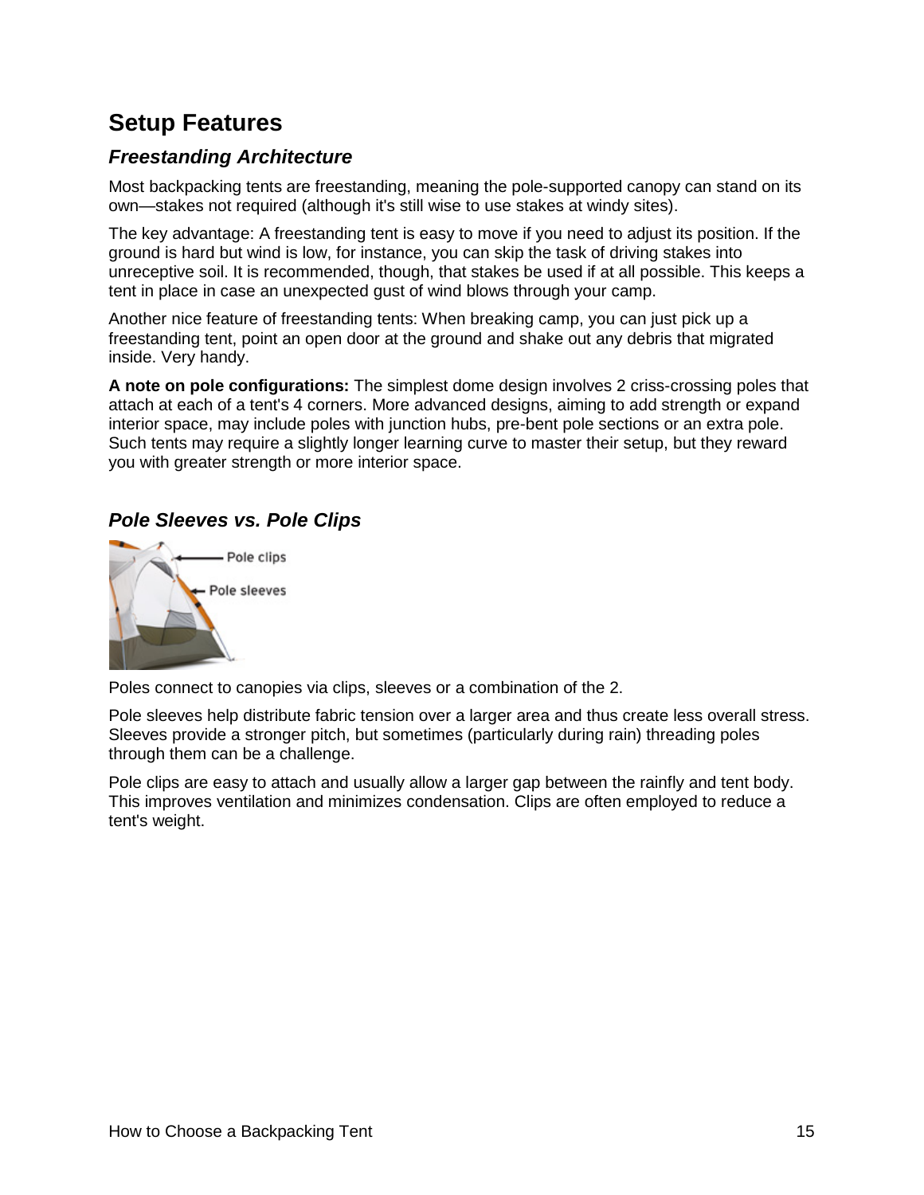# Setup Features

## *Freestanding Architecture*

Most backpacking tents are freestanding, meaning the pole-supported canopy can stand on its own—stakes not required (although it's still wise to use stakes at windy sites).

The key advantage: A freestanding tent is easy to move if you need to adjust its position. If the ground is hard but wind is low, for instance, you can skip the task of driving stakes into unreceptive soil. It is recommended, though, that stakes be used if at all possible. This keeps a tent in place in case an unexpected gust of wind blows through your camp.

Another nice feature of freestanding tents: When breaking camp, you can just pick up a freestanding tent, point an open door at the ground and shake out any debris that migrated inside. Very handy.

**A note on pole configurations:** The simplest dome design involves 2 criss-crossing poles that attach at each of a tent's 4 corners. More advanced designs, aiming to add strength or expand interior space, may include poles with junction hubs, pre-bent pole sections or an extra pole. Such tents may require a slightly longer learning curve to master their setup, but they reward you with greater strength or more interior space.

## *Pole Sleeves vs. Pole Clips*

Poles connect to canopies via clips, sleeves or a combination of the 2.

Pole sleeves help distribute fabric tension over a larger area and thus create less overall stress. Sleeves provide a stronger pitch, but sometimes (particularly during rain) threading poles through them can be a challenge.

Pole clips are easy to attach and usually allow a larger gap between the rainfly and tent body. This improves ventilation and minimizes condensation. Clips are often employed to reduce a tent's weight.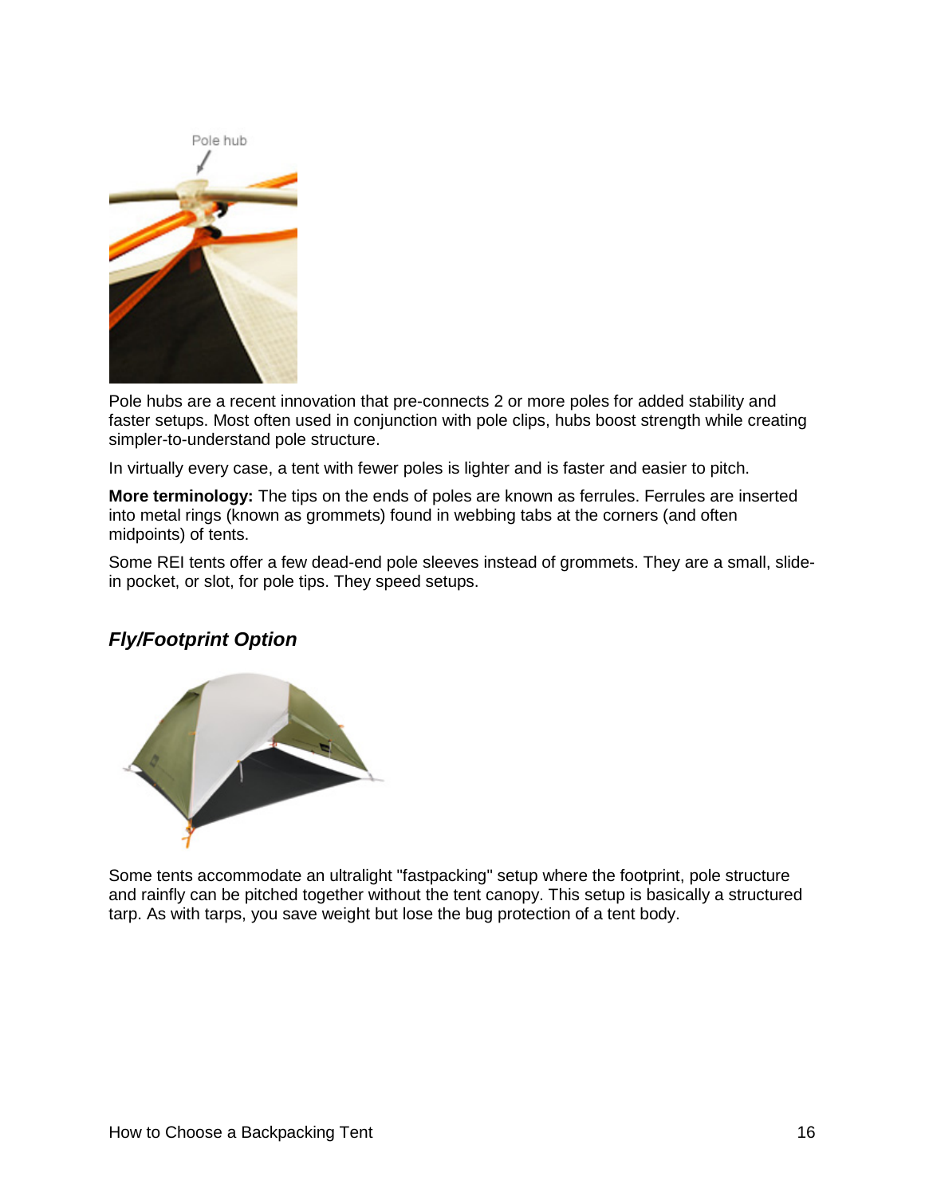Pole hubs are a recent innovation that pre-connects 2 or more poles for added stability and faster setups. Most often used in conjunction with pole clips, hubs boost strength while creating simpler-to-understand pole structure.

In virtually every case, a tent with fewer poles is lighter and is faster and easier to pitch.

**More terminology:** The tips on the ends of poles are known as ferrules. Ferrules are inserted into metal rings (known as grommets) found in webbing tabs at the corners (and often midpoints) of tents.

Some REI tents offer a few dead-end pole sleeves instead of grommets. They are a small, slide-in pocket, or slot, for pole tips. They speed setups.

### *Fly/Footprint Option*

Some tents accommodate an ultralight "fastpacking" setup where the footprint, pole structure and rainfly can be pitched together without the tent canopy. This setup is basically a structured tarp. As with tarps, you save weight but lose the bug protection of a tent body.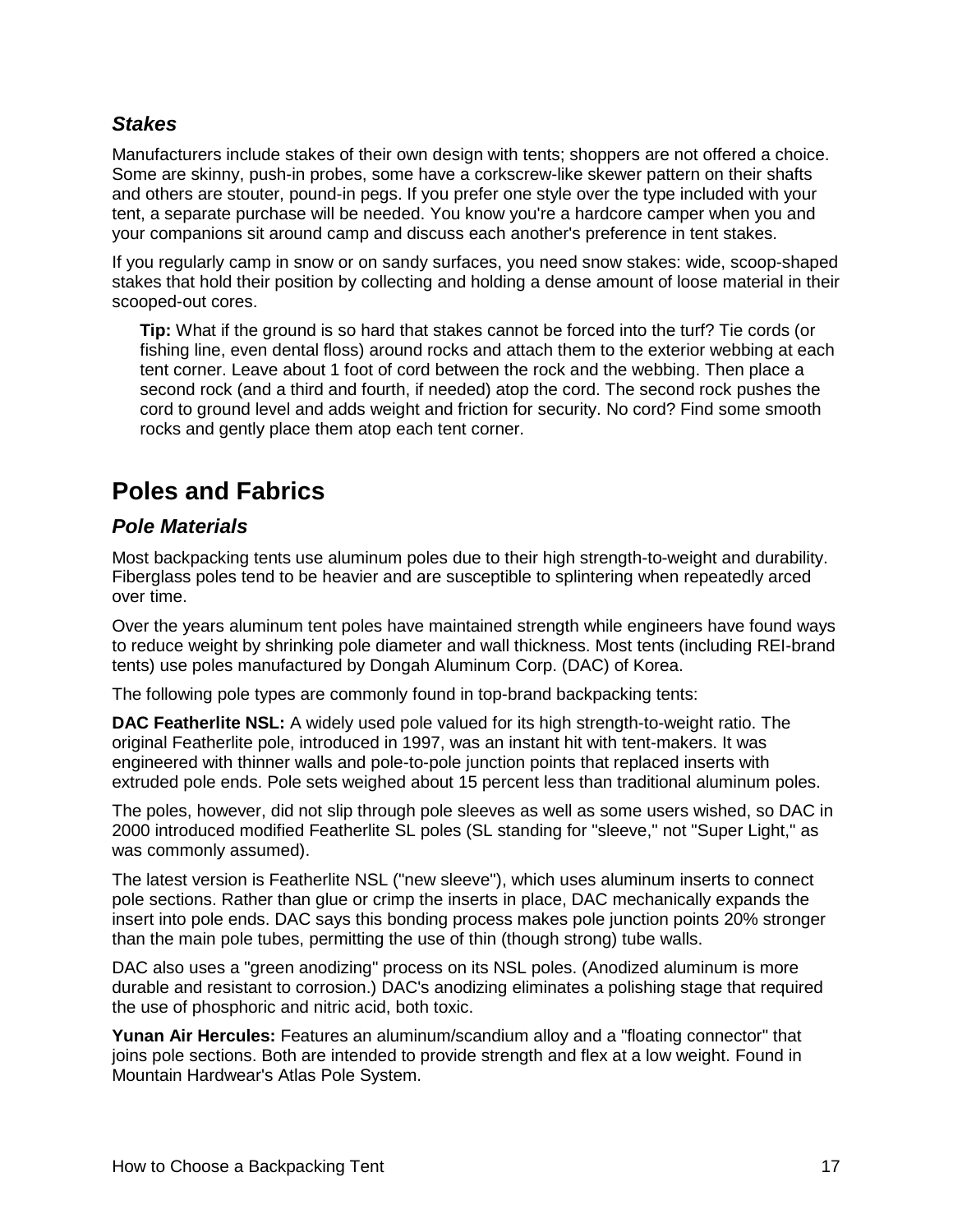### *Stakes*

Manufacturers include stakes of their own design with tents; shoppers are not offered a choice. Some are skinny, push-in probes, some have a corkscrew-like skewer pattern on their shafts and others are stouter, pound-in pegs. If you prefer one style over the type included with your tent, a separate purchase will be needed. You know you're a hardcore camper when you and your companions sit around camp and discuss each another's preference in tent stakes.

If you regularly camp in snow or on sandy surfaces, you need snow stakes: wide, scoop-shaped stakes that hold their position by collecting and holding a dense amount of loose material in their scooped-out cores.

> **Tip:** What if the ground is so hard that stakes cannot be forced into the turf? Tie cords (or fishing line, even dental floss) around rocks and attach them to the exterior webbing at each tent corner. Leave about 1 foot of cord between the rock and the webbing. Then place a second rock (and a third and fourth, if needed) atop the cord. The second rock pushes the cord to ground level and adds weight and friction for security. No cord? Find some smooth rocks and gently place them atop each tent corner.

## Poles and Fabrics

### *Pole Materials*

Most backpacking tents use aluminum poles due to their high strength-to-weight and durability. Fiberglass poles tend to be heavier and are susceptible to splintering when repeatedly arced over time.

Over the years aluminum tent poles have maintained strength while engineers have found ways to reduce weight by shrinking pole diameter and wall thickness. Most tents (including REI-brand tents) use poles manufactured by Dongah Aluminum Corp. (DAC) of Korea.

The following pole types are commonly found in top-brand backpacking tents:

**DAC Featherlite NSL:** A widely used pole valued for its high strength-to-weight ratio. The original Featherlite pole, introduced in 1997, was an instant hit with tent-makers. It was engineered with thinner walls and pole-to-pole junction points that replaced inserts with extruded pole ends. Pole sets weighed about 15 percent less than traditional aluminum poles.

The poles, however, did not slip through pole sleeves as well as some users wished, so DAC in 2000 introduced modified Featherlite SL poles (SL standing for "sleeve," not "Super Light," as was commonly assumed).

The latest version is Featherlite NSL ("new sleeve"), which uses aluminum inserts to connect pole sections. Rather than glue or crimp the inserts in place, DAC mechanically expands the insert into pole ends. DAC says this bonding process makes pole junction points 20% stronger than the main pole tubes, permitting the use of thin (though strong) tube walls.

DAC also uses a "green anodizing" process on its NSL poles. (Anodized aluminum is more durable and resistant to corrosion.) DAC's anodizing eliminates a polishing stage that required the use of phosphoric and nitric acid, both toxic.

**Yunan Air Hercules:** Features an aluminum/scandium alloy and a "floating connector" that joins pole sections. Both are intended to provide strength and flex at a low weight. Found in Mountain Hardwear's Atlas Pole System.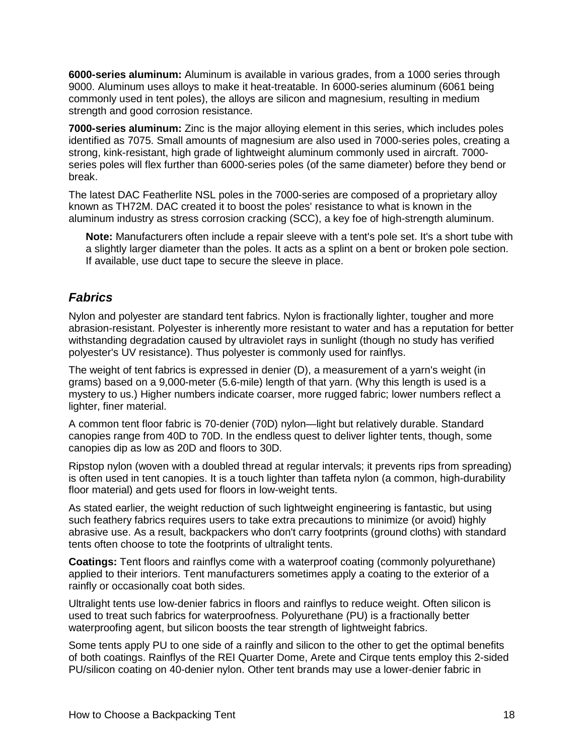**6000-series aluminum:** Aluminum is available in various grades, from a 1000 series through 9000. Aluminum uses alloys to make it heat-treatable. In 6000-series aluminum (6061 being commonly used in tent poles), the alloys are silicon and magnesium, resulting in medium strength and good corrosion resistance.

**7000-series aluminum:** Zinc is the major alloying element in this series, which includes poles identified as 7075. Small amounts of magnesium are also used in 7000-series poles, creating a strong, kink-resistant, high grade of lightweight aluminum commonly used in aircraft. 7000-series poles will flex further than 6000-series poles (of the same diameter) before they bend or break.

The latest DAC Featherlite NSL poles in the 7000-series are composed of a proprietary alloy known as TH72M. DAC created it to boost the poles' resistance to what is known in the aluminum industry as stress corrosion cracking (SCC), a key foe of high-strength aluminum.

> **Note:** Manufacturers often include a repair sleeve with a tent's pole set. It's a short tube with a slightly larger diameter than the poles. It acts as a splint on a bent or broken pole section. If available, use duct tape to secure the sleeve in place.

### *Fabrics*

Nylon and polyester are standard tent fabrics. Nylon is fractionally lighter, tougher and more abrasion-resistant. Polyester is inherently more resistant to water and has a reputation for better withstanding degradation caused by ultraviolet rays in sunlight (though no study has verified polyester's UV resistance). Thus polyester is commonly used for rainflys.

The weight of tent fabrics is expressed in denier (D), a measurement of a yarn's weight (in grams) based on a 9,000-meter (5.6-mile) length of that yarn. (Why this length is used is a mystery to us.) Higher numbers indicate coarser, more rugged fabric; lower numbers reflect a lighter, finer material.

A common tent floor fabric is 70-denier (70D) nylon—light but relatively durable. Standard canopies range from 40D to 70D. In the endless quest to deliver lighter tents, though, some canopies dip as low as 20D and floors to 30D.

Ripstop nylon (woven with a doubled thread at regular intervals; it prevents rips from spreading) is often used in tent canopies. It is a touch lighter than taffeta nylon (a common, high-durability floor material) and gets used for floors in low-weight tents.

As stated earlier, the weight reduction of such lightweight engineering is fantastic, but using such feathery fabrics requires users to take extra precautions to minimize (or avoid) highly abrasive use. As a result, backpackers who don't carry footprints (ground cloths) with standard tents often choose to tote the footprints of ultralight tents.

**Coatings:** Tent floors and rainflys come with a waterproof coating (commonly polyurethane) applied to their interiors. Tent manufacturers sometimes apply a coating to the exterior of a rainfly or occasionally coat both sides.

Ultralight tents use low-denier fabrics in floors and rainflys to reduce weight. Often silicon is used to treat such fabrics for waterproofness. Polyurethane (PU) is a fractionally better waterproofing agent, but silicon boosts the tear strength of lightweight fabrics.

Some tents apply PU to one side of a rainfly and silicon to the other to get the optimal benefits of both coatings. Rainflys of the REI Quarter Dome, Arete and Cirque tents employ this 2-sided PU/silicon coating on 40-denier nylon. Other tent brands may use a lower-denier fabric in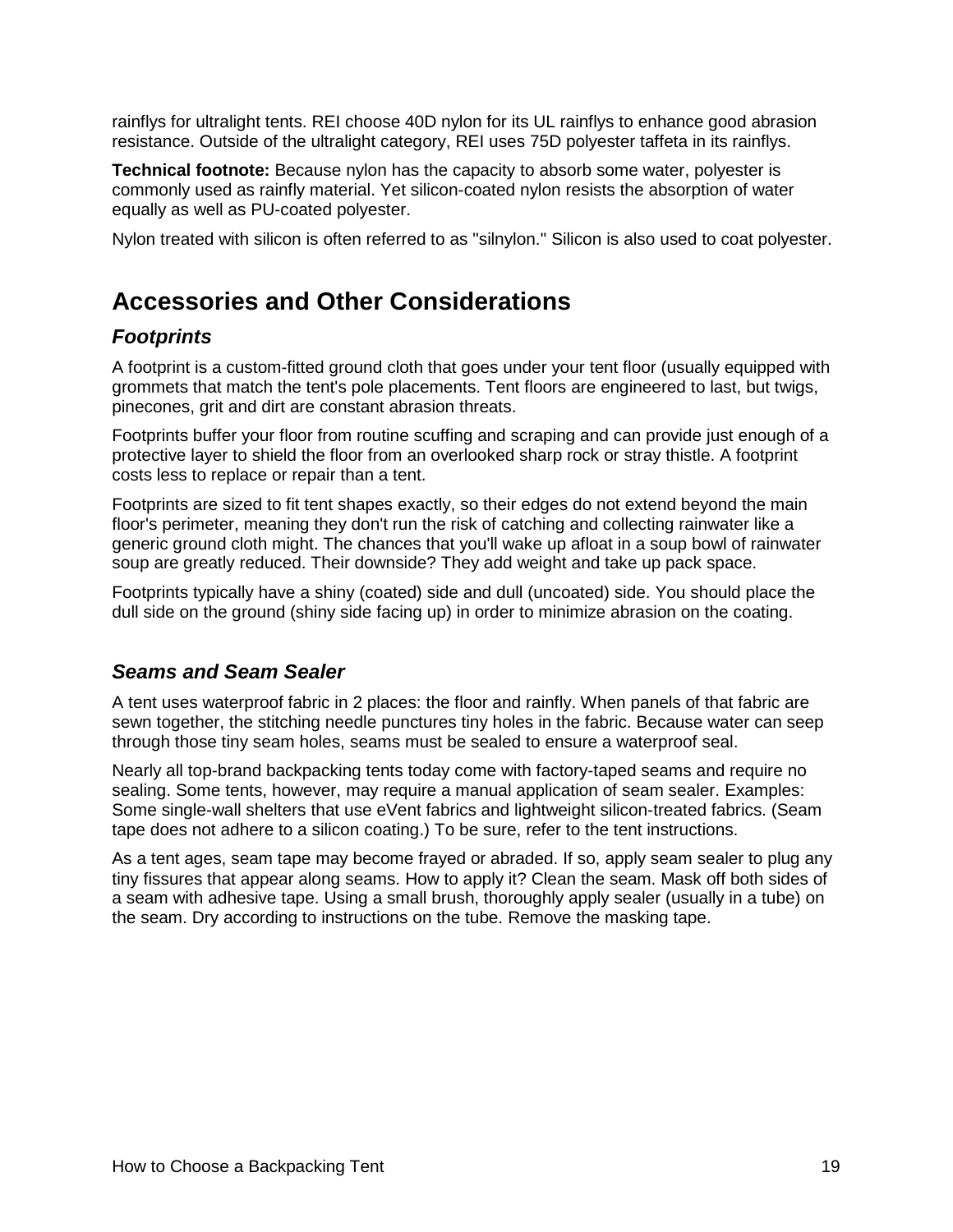rainflys for ultralight tents. REI choose 40D nylon for its UL rainflys to enhance good abrasion resistance. Outside of the ultralight category, REI uses 75D polyester taffeta in its rainflys.

**Technical footnote:** Because nylon has the capacity to absorb some water, polyester is commonly used as rainfly material. Yet silicon-coated nylon resists the absorption of water equally as well as PU-coated polyester.

Nylon treated with silicon is often referred to as "silnylon." Silicon is also used to coat polyester.

## Accessories and Other Considerations

### *Footprints*

A footprint is a custom-fitted ground cloth that goes under your tent floor (usually equipped with grommets that match the tent's pole placements. Tent floors are engineered to last, but twigs, pinecones, grit and dirt are constant abrasion threats.

Footprints buffer your floor from routine scuffing and scraping and can provide just enough of a protective layer to shield the floor from an overlooked sharp rock or stray thistle. A footprint costs less to replace or repair than a tent.

Footprints are sized to fit tent shapes exactly, so their edges do not extend beyond the main floor's perimeter, meaning they don't run the risk of catching and collecting rainwater like a generic ground cloth might. The chances that you'll wake up afloat in a soup bowl of rainwater soup are greatly reduced. Their downside? They add weight and take up pack space.

Footprints typically have a shiny (coated) side and dull (uncoated) side. You should place the dull side on the ground (shiny side facing up) in order to minimize abrasion on the coating.

### *Seams and Seam Sealer*

A tent uses waterproof fabric in 2 places: the floor and rainfly. When panels of that fabric are sewn together, the stitching needle punctures tiny holes in the fabric. Because water can seep through those tiny seam holes, seams must be sealed to ensure a waterproof seal.

Nearly all top-brand backpacking tents today come with factory-taped seams and require no sealing. Some tents, however, may require a manual application of seam sealer. Examples: Some single-wall shelters that use eVent fabrics and lightweight silicon-treated fabrics. (Seam tape does not adhere to a silicon coating.) To be sure, refer to the tent instructions.

As a tent ages, seam tape may become frayed or abraded. If so, apply seam sealer to plug any tiny fissures that appear along seams. How to apply it? Clean the seam. Mask off both sides of a seam with adhesive tape. Using a small brush, thoroughly apply sealer (usually in a tube) on the seam. Dry according to instructions on the tube. Remove the masking tape.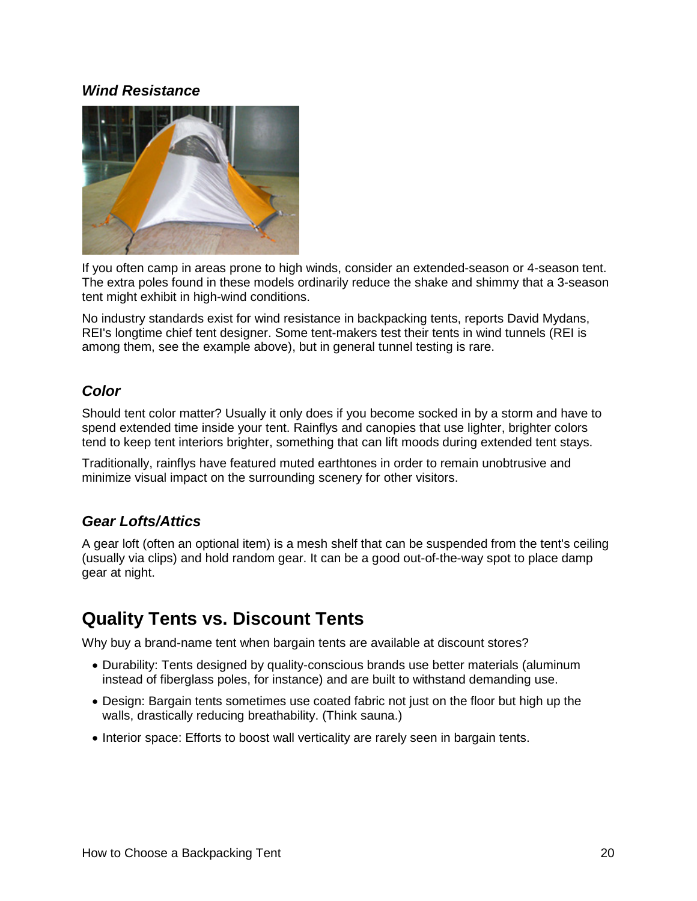### *Wind Resistance*

If you often camp in areas prone to high winds, consider an extended-season or 4-season tent. The extra poles found in these models ordinarily reduce the shake and shimmy that a 3-season tent might exhibit in high-wind conditions.

No industry standards exist for wind resistance in backpacking tents, reports David Mydans, REI's longtime chief tent designer. Some tent-makers test their tents in wind tunnels (REI is among them, see the example above), but in general tunnel testing is rare.

### *Color*

Should tent color matter? Usually it only does if you become socked in by a storm and have to spend extended time inside your tent. Rainflys and canopies that use lighter, brighter colors tend to keep tent interiors brighter, something that can lift moods during extended tent stays.

Traditionally, rainflys have featured muted earthtones in order to remain unobtrusive and minimize visual impact on the surrounding scenery for other visitors.

### *Gear Lofts/Attics*

A gear loft (often an optional item) is a mesh shelf that can be suspended from the tent's ceiling (usually via clips) and hold random gear. It can be a good out-of-the-way spot to place damp gear at night.

## Quality Tents vs. Discount Tents

Why buy a brand-name tent when bargain tents are available at discount stores?

- Durability: Tents designed by quality-conscious brands use better materials (aluminum instead of fiberglass poles, for instance) and are built to withstand demanding use.
- Design: Bargain tents sometimes use coated fabric not just on the floor but high up the walls, drastically reducing breathability. (Think sauna.)
- Interior space: Efforts to boost wall verticality are rarely seen in bargain tents.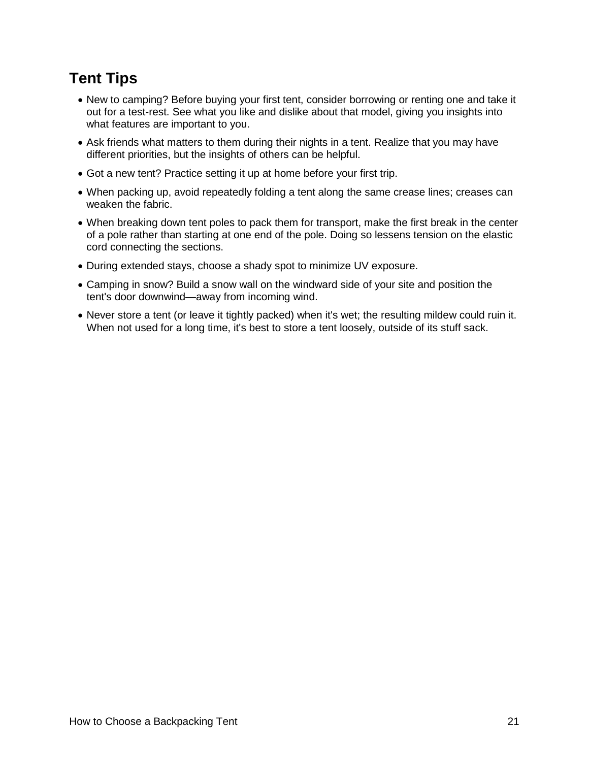## Tent Tips

- New to camping? Before buying your first tent, consider borrowing or renting one and take it out for a test-rest. See what you like and dislike about that model, giving you insights into what features are important to you.
- Ask friends what matters to them during their nights in a tent. Realize that you may have different priorities, but the insights of others can be helpful.
- Got a new tent? Practice setting it up at home before your first trip.
- When packing up, avoid repeatedly folding a tent along the same crease lines; creases can weaken the fabric.
- When breaking down tent poles to pack them for transport, make the first break in the center of a pole rather than starting at one end of the pole. Doing so lessens tension on the elastic cord connecting the sections.
- During extended stays, choose a shady spot to minimize UV exposure.
- Camping in snow? Build a snow wall on the windward side of your site and position the tent's door downwind—away from incoming wind.
- Never store a tent (or leave it tightly packed) when it's wet; the resulting mildew could ruin it. When not used for a long time, it's best to store a tent loosely, outside of its stuff sack.